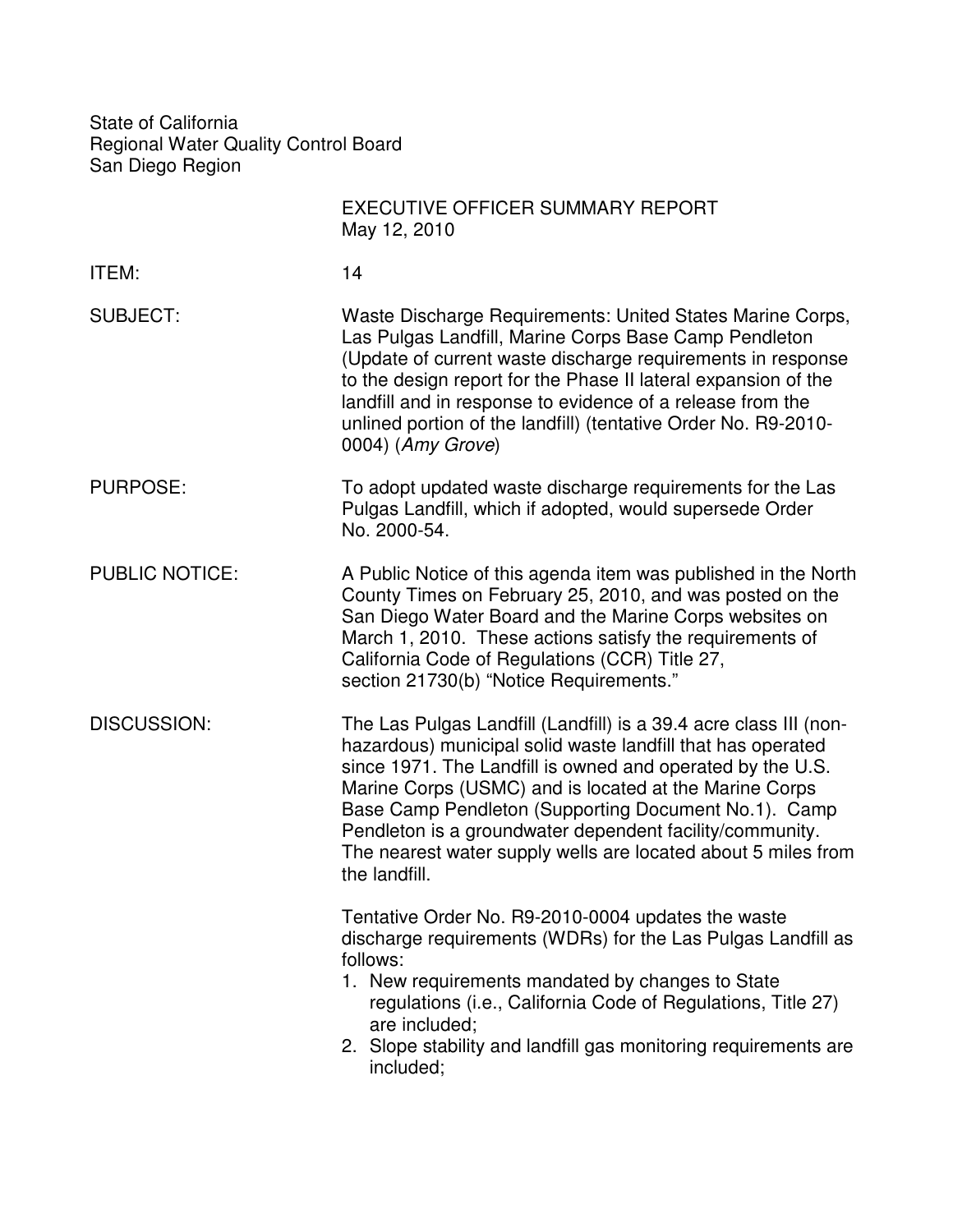State of California
Regional Water Quality Control Board
San Diego Region

EXECUTIVE OFFICER SUMMARY REPORT
May 12, 2010

**ITEM:** 14

**SUBJECT:** Waste Discharge Requirements: United States Marine Corps, Las Pulgas Landfill, Marine Corps Base Camp Pendleton (Update of current waste discharge requirements in response to the design report for the Phase II lateral expansion of the landfill and in response to evidence of a release from the unlined portion of the landfill) (tentative Order No. R9-2010-0004) (*Amy Grove*)

**PURPOSE:** To adopt updated waste discharge requirements for the Las Pulgas Landfill, which if adopted, would supersede Order No. 2000-54.

**PUBLIC NOTICE:** A Public Notice of this agenda item was published in the North County Times on February 25, 2010, and was posted on the San Diego Water Board and the Marine Corps websites on March 1, 2010. These actions satisfy the requirements of California Code of Regulations (CCR) Title 27, section 21730(b) "Notice Requirements."

**DISCUSSION:** The Las Pulgas Landfill (Landfill) is a 39.4 acre class III (non-hazardous) municipal solid waste landfill that has operated since 1971. The Landfill is owned and operated by the U.S. Marine Corps (USMC) and is located at the Marine Corps Base Camp Pendleton (Supporting Document No.1). Camp Pendleton is a groundwater dependent facility/community. The nearest water supply wells are located about 5 miles from the landfill.

Tentative Order No. R9-2010-0004 updates the waste discharge requirements (WDRs) for the Las Pulgas Landfill as follows:

1. New requirements mandated by changes to State regulations (i.e., California Code of Regulations, Title 27) are included;
2. Slope stability and landfill gas monitoring requirements are included;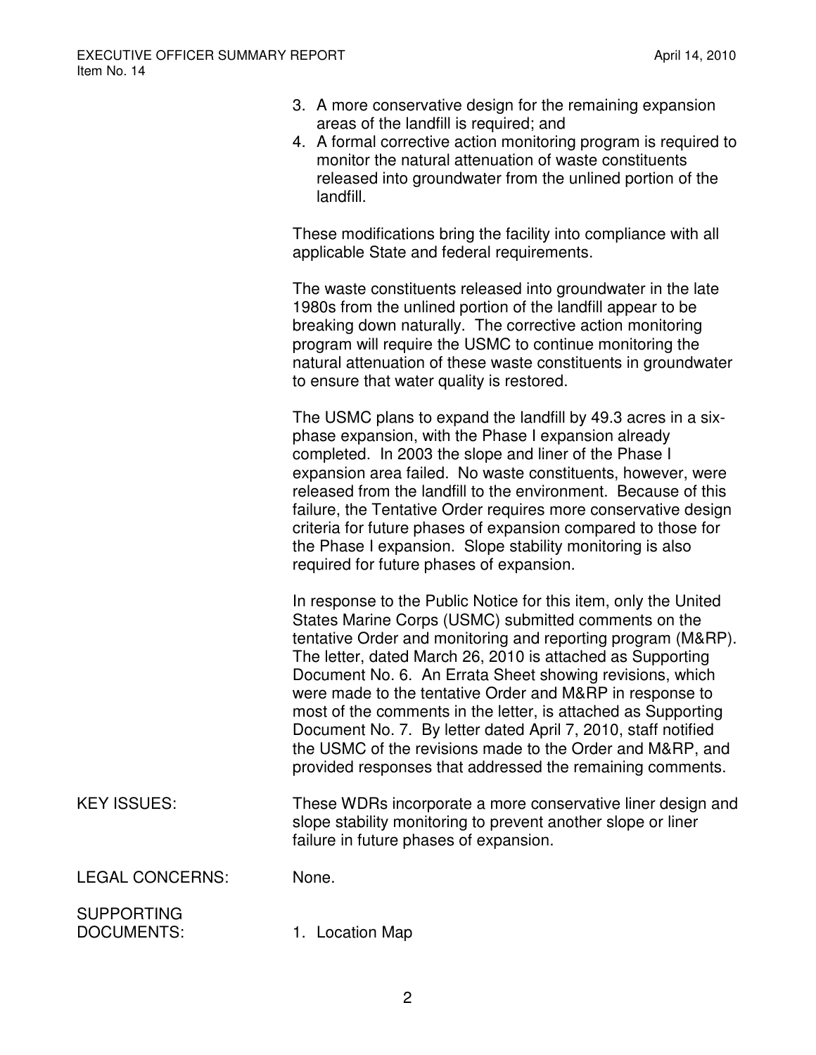3. A more conservative design for the remaining expansion areas of the landfill is required; and
4. A formal corrective action monitoring program is required to monitor the natural attenuation of waste constituents released into groundwater from the unlined portion of the landfill.

These modifications bring the facility into compliance with all applicable State and federal requirements.

The waste constituents released into groundwater in the late 1980s from the unlined portion of the landfill appear to be breaking down naturally. The corrective action monitoring program will require the USMC to continue monitoring the natural attenuation of these waste constituents in groundwater to ensure that water quality is restored.

The USMC plans to expand the landfill by 49.3 acres in a six-phase expansion, with the Phase I expansion already completed. In 2003 the slope and liner of the Phase I expansion area failed. No waste constituents, however, were released from the landfill to the environment. Because of this failure, the Tentative Order requires more conservative design criteria for future phases of expansion compared to those for the Phase I expansion. Slope stability monitoring is also required for future phases of expansion.

In response to the Public Notice for this item, only the United States Marine Corps (USMC) submitted comments on the tentative Order and monitoring and reporting program (M&RP). The letter, dated March 26, 2010 is attached as Supporting Document No. 6. An Errata Sheet showing revisions, which were made to the tentative Order and M&RP in response to most of the comments in the letter, is attached as Supporting Document No. 7. By letter dated April 7, 2010, staff notified the USMC of the revisions made to the Order and M&RP, and provided responses that addressed the remaining comments.

**KEY ISSUES:** These WDRs incorporate a more conservative liner design and slope stability monitoring to prevent another slope or liner failure in future phases of expansion.

**LEGAL CONCERNS:** None.

**SUPPORTING DOCUMENTS:**

1. Location Map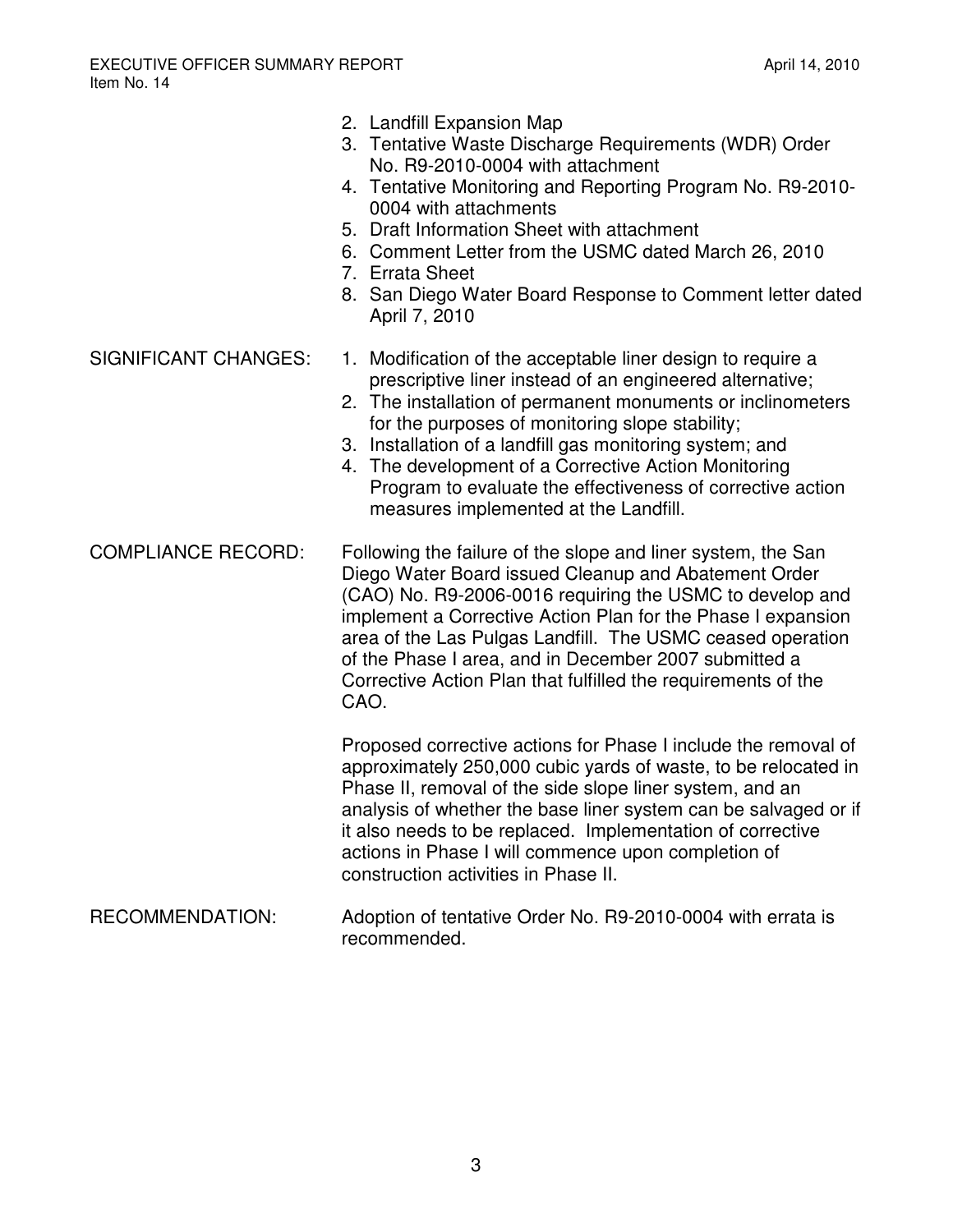2. Landfill Expansion Map
3. Tentative Waste Discharge Requirements (WDR) Order No. R9-2010-0004 with attachment
4. Tentative Monitoring and Reporting Program No. R9-2010-0004 with attachments
5. Draft Information Sheet with attachment
6. Comment Letter from the USMC dated March 26, 2010
7. Errata Sheet
8. San Diego Water Board Response to Comment letter dated April 7, 2010

SIGNIFICANT CHANGES:

1. Modification of the acceptable liner design to require a prescriptive liner instead of an engineered alternative;
2. The installation of permanent monuments or inclinometers for the purposes of monitoring slope stability;
3. Installation of a landfill gas monitoring system; and
4. The development of a Corrective Action Monitoring Program to evaluate the effectiveness of corrective action measures implemented at the Landfill.

COMPLIANCE RECORD:

Following the failure of the slope and liner system, the San Diego Water Board issued Cleanup and Abatement Order (CAO) No. R9-2006-0016 requiring the USMC to develop and implement a Corrective Action Plan for the Phase I expansion area of the Las Pulgas Landfill. The USMC ceased operation of the Phase I area, and in December 2007 submitted a Corrective Action Plan that fulfilled the requirements of the CAO.

Proposed corrective actions for Phase I include the removal of approximately 250,000 cubic yards of waste, to be relocated in Phase II, removal of the side slope liner system, and an analysis of whether the base liner system can be salvaged or if it also needs to be replaced. Implementation of corrective actions in Phase I will commence upon completion of construction activities in Phase II.

RECOMMENDATION:

Adoption of tentative Order No. R9-2010-0004 with errata is recommended.